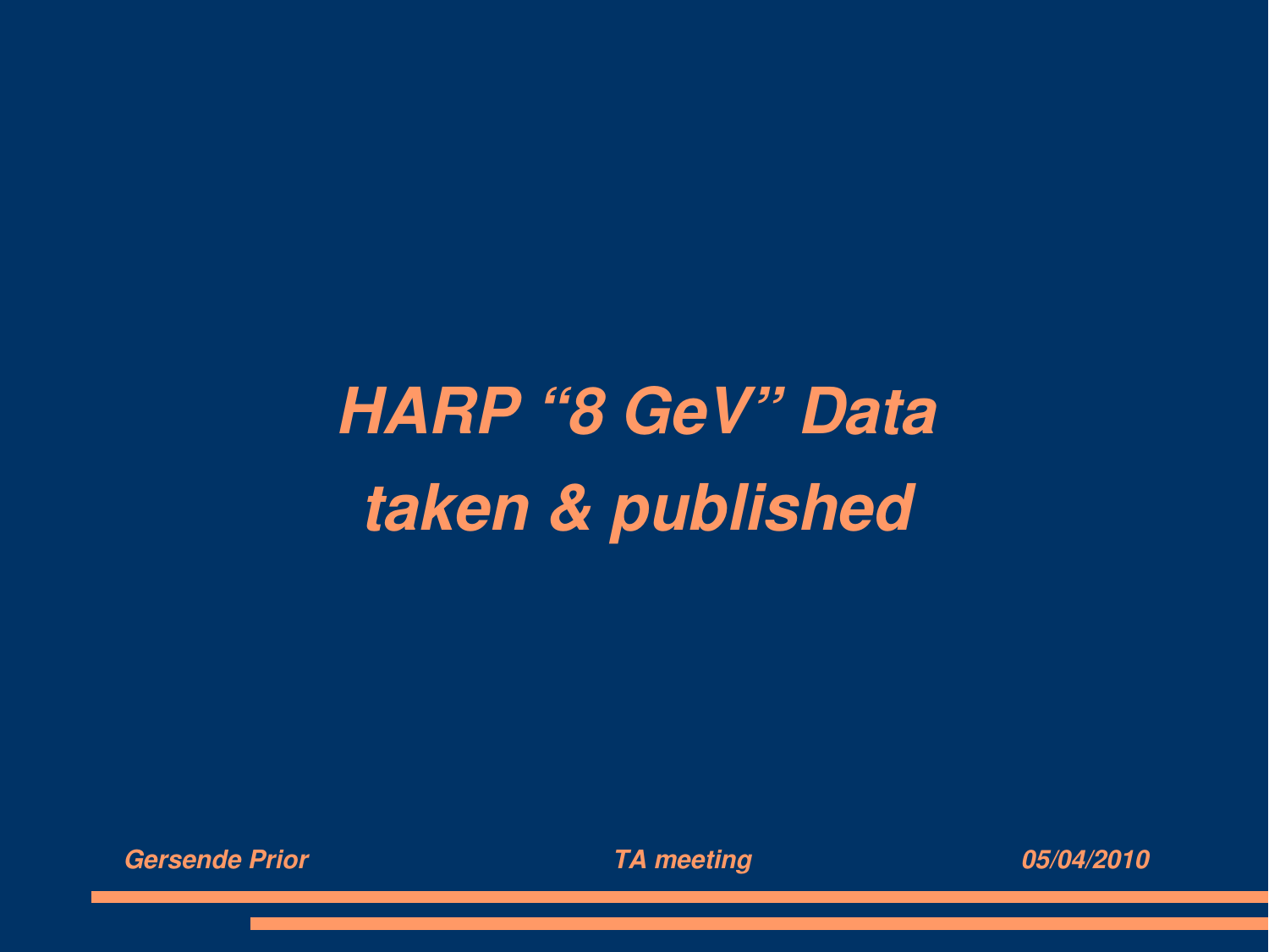# *HARP "8 GeV" Data*
# *taken & published*

*Gersende Prior* *TA meeting* *05/04/2010*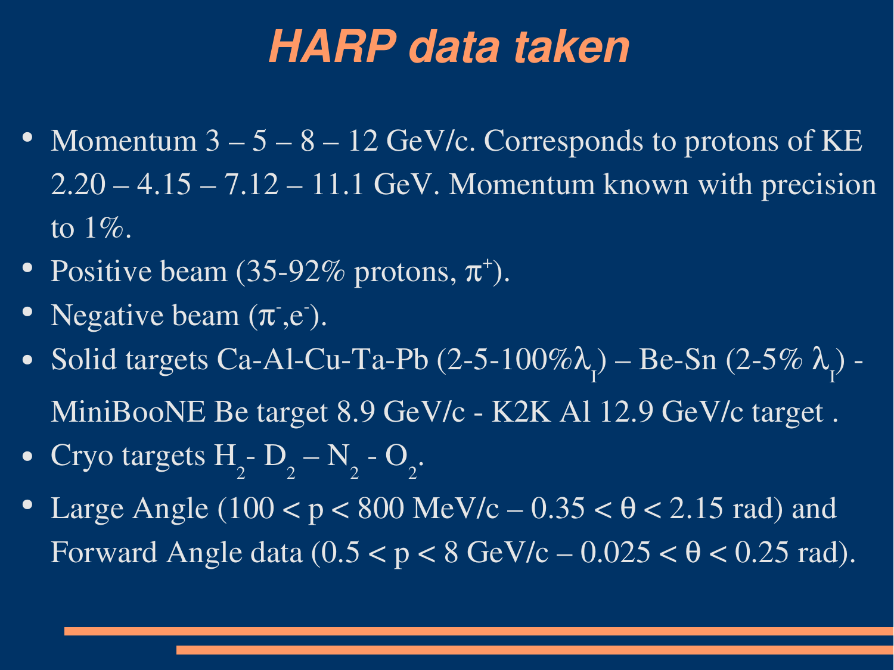# HARP data taken

- Momentum 3 – 5 – 8 – 12 GeV/c. Corresponds to protons of KE 2.20 – 4.15 – 7.12 – 11.1 GeV. Momentum known with precision to 1%.
- Positive beam (35-92% protons, $\pi^+$).
- Negative beam ($\pi^-$,$e^-$).
- Solid targets Ca-Al-Cu-Ta-Pb (2-5-100%$\lambda_I$) – Be-Sn (2-5% $\lambda_I$) - MiniBooNE Be target 8.9 GeV/c - K2K Al 12.9 GeV/c target .
- Cryo targets $H_2$- $D_2$ – $N_2$ - $O_2$.
- Large Angle (100 < p < 800 MeV/c – 0.35 < $\theta$ < 2.15 rad) and Forward Angle data (0.5 < p < 8 GeV/c – 0.025 < $\theta$ < 0.25 rad).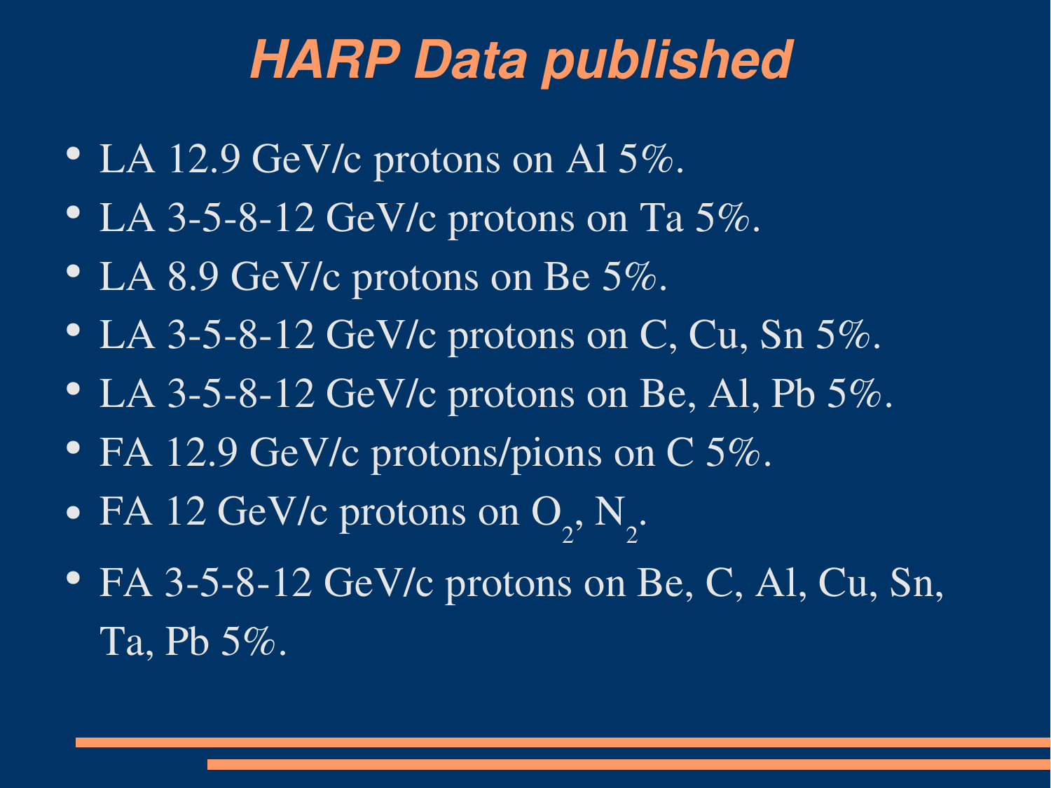# *HARP Data published*

- LA 12.9 GeV/c protons on Al 5%.
- LA 3-5-8-12 GeV/c protons on Ta 5%.
- LA 8.9 GeV/c protons on Be 5%.
- LA 3-5-8-12 GeV/c protons on C, Cu, Sn 5%.
- LA 3-5-8-12 GeV/c protons on Be, Al, Pb 5%.
- FA 12.9 GeV/c protons/pions on C 5%.
- FA 12 GeV/c protons on $O_2$, $N_2$.
- FA 3-5-8-12 GeV/c protons on Be, C, Al, Cu, Sn, Ta, Pb 5%.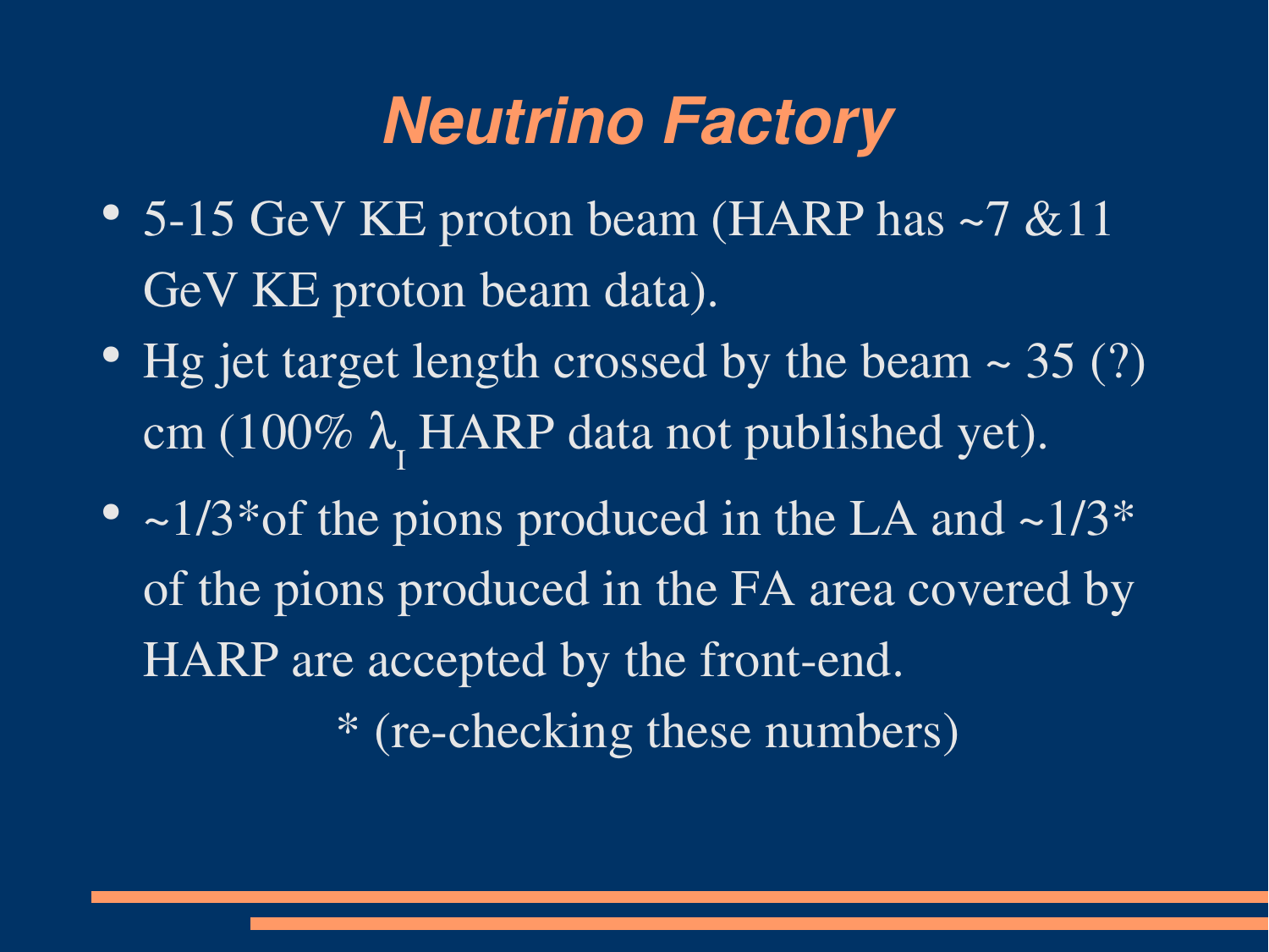# Neutrino Factory

- 5-15 GeV KE proton beam (HARP has ~7 &11 GeV KE proton beam data).
- Hg jet target length crossed by the beam ~ 35 (?) cm (100% $\lambda_I$ HARP data not published yet).
- ~1/3*of the pions produced in the LA and ~1/3* of the pions produced in the FA area covered by HARP are accepted by the front-end.

  * (re-checking these numbers)